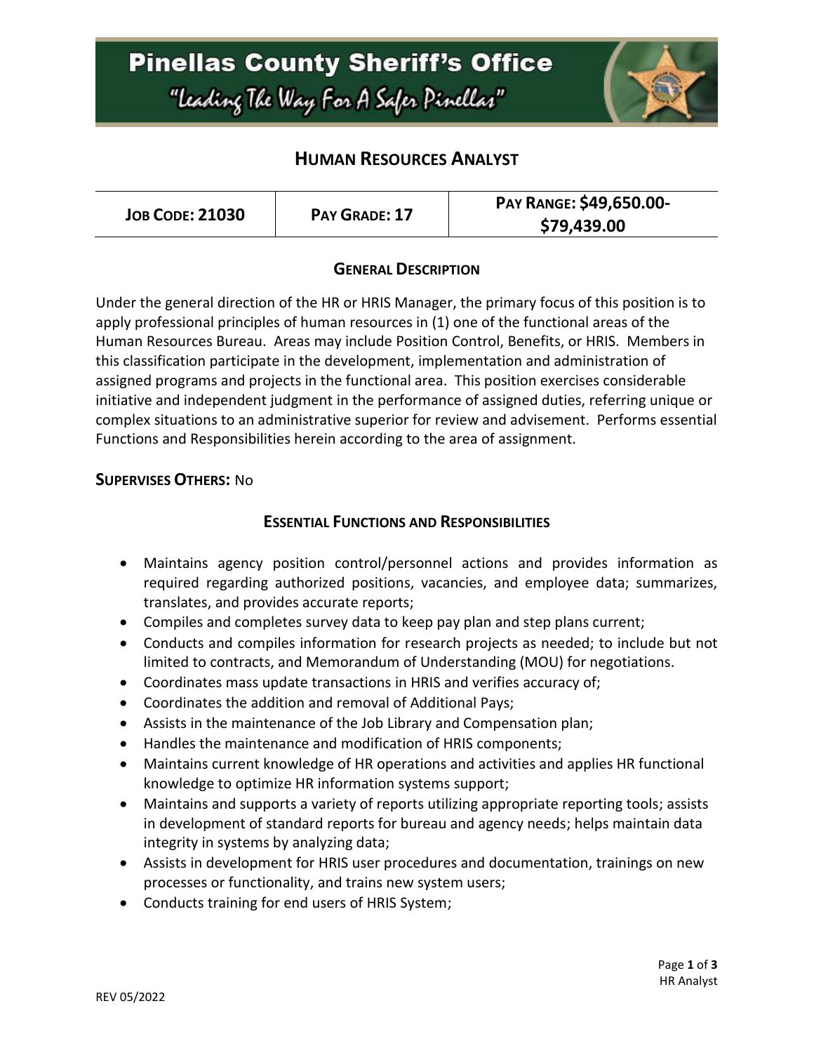# Pinellas County Sheriff's Office

"Leading The Way For A Safer Pinellas"

## HUMAN RESOURCES ANALYST

| JOB CODE: 21030 | PAY GRADE: 17 | PAY RANGE: $49,650.00-$79,439.00 |
|---|---|---|

### GENERAL DESCRIPTION

Under the general direction of the HR or HRIS Manager, the primary focus of this position is to apply professional principles of human resources in (1) one of the functional areas of the Human Resources Bureau. Areas may include Position Control, Benefits, or HRIS. Members in this classification participate in the development, implementation and administration of assigned programs and projects in the functional area. This position exercises considerable initiative and independent judgment in the performance of assigned duties, referring unique or complex situations to an administrative superior for review and advisement. Performs essential Functions and Responsibilities herein according to the area of assignment.

**SUPERVISES OTHERS:** No

### ESSENTIAL FUNCTIONS AND RESPONSIBILITIES

- Maintains agency position control/personnel actions and provides information as required regarding authorized positions, vacancies, and employee data; summarizes, translates, and provides accurate reports;
- Compiles and completes survey data to keep pay plan and step plans current;
- Conducts and compiles information for research projects as needed; to include but not limited to contracts, and Memorandum of Understanding (MOU) for negotiations.
- Coordinates mass update transactions in HRIS and verifies accuracy of;
- Coordinates the addition and removal of Additional Pays;
- Assists in the maintenance of the Job Library and Compensation plan;
- Handles the maintenance and modification of HRIS components;
- Maintains current knowledge of HR operations and activities and applies HR functional knowledge to optimize HR information systems support;
- Maintains and supports a variety of reports utilizing appropriate reporting tools; assists in development of standard reports for bureau and agency needs; helps maintain data integrity in systems by analyzing data;
- Assists in development for HRIS user procedures and documentation, trainings on new processes or functionality, and trains new system users;
- Conducts training for end users of HRIS System;

REV 05/2022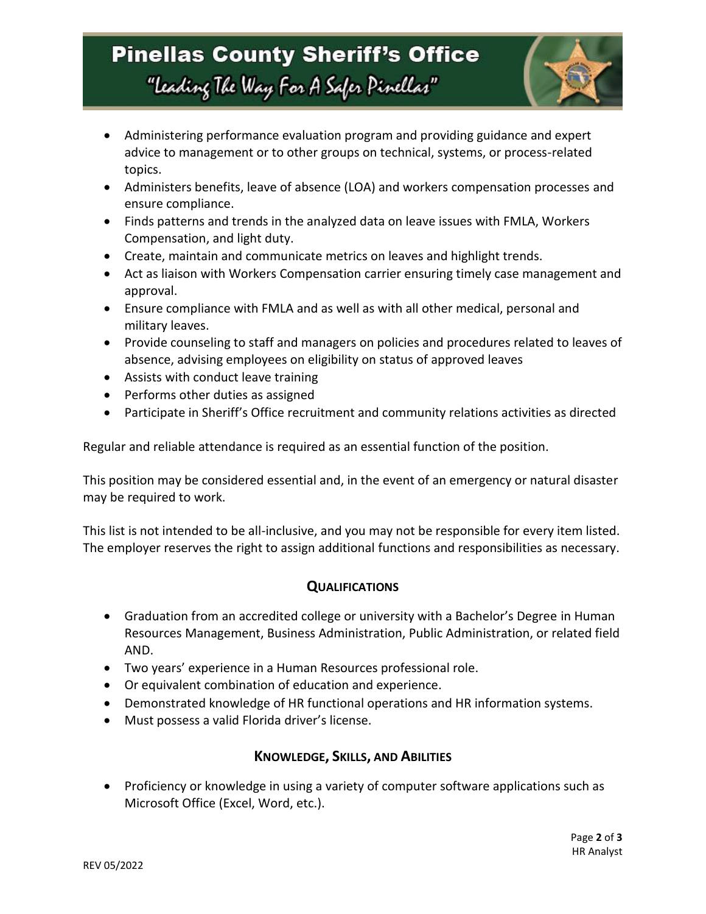- Administering performance evaluation program and providing guidance and expert advice to management or to other groups on technical, systems, or process-related topics.
- Administers benefits, leave of absence (LOA) and workers compensation processes and ensure compliance.
- Finds patterns and trends in the analyzed data on leave issues with FMLA, Workers Compensation, and light duty.
- Create, maintain and communicate metrics on leaves and highlight trends.
- Act as liaison with Workers Compensation carrier ensuring timely case management and approval.
- Ensure compliance with FMLA and as well as with all other medical, personal and military leaves.
- Provide counseling to staff and managers on policies and procedures related to leaves of absence, advising employees on eligibility on status of approved leaves
- Assists with conduct leave training
- Performs other duties as assigned
- Participate in Sheriff's Office recruitment and community relations activities as directed

Regular and reliable attendance is required as an essential function of the position.

This position may be considered essential and, in the event of an emergency or natural disaster may be required to work.

This list is not intended to be all-inclusive, and you may not be responsible for every item listed. The employer reserves the right to assign additional functions and responsibilities as necessary.

## Qualifications

- Graduation from an accredited college or university with a Bachelor's Degree in Human Resources Management, Business Administration, Public Administration, or related field AND.
- Two years' experience in a Human Resources professional role.
- Or equivalent combination of education and experience.
- Demonstrated knowledge of HR functional operations and HR information systems.
- Must possess a valid Florida driver's license.

## Knowledge, Skills, and Abilities

- Proficiency or knowledge in using a variety of computer software applications such as Microsoft Office (Excel, Word, etc.).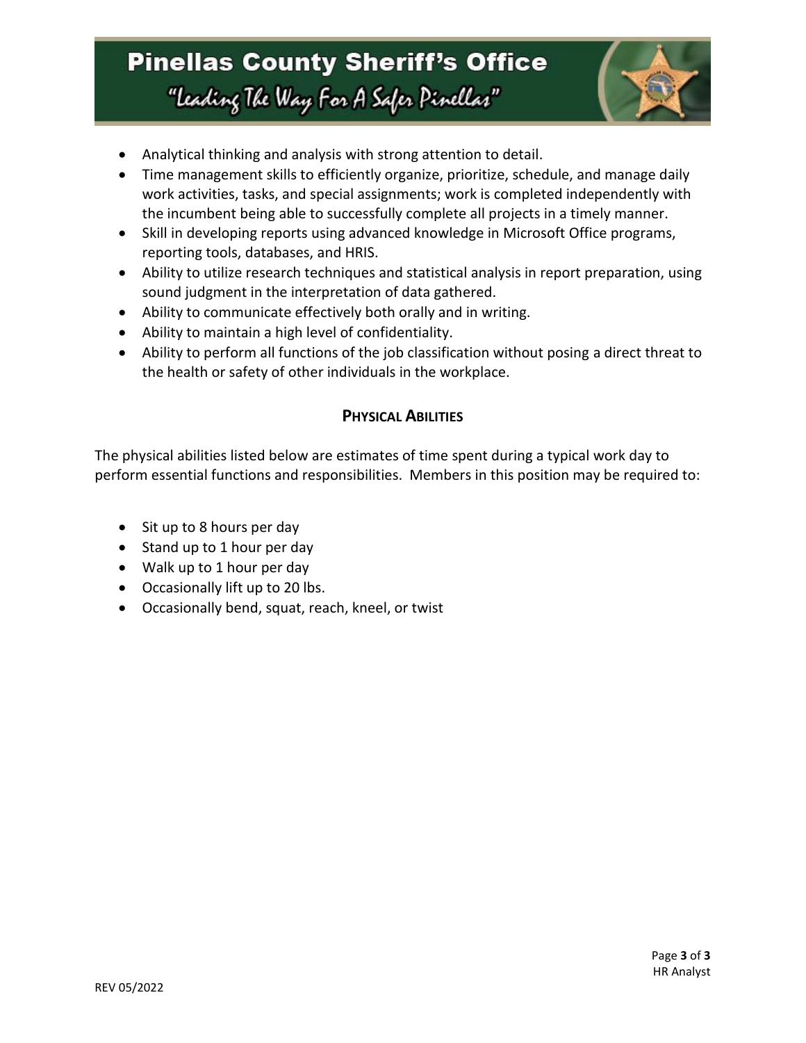- Analytical thinking and analysis with strong attention to detail.
- Time management skills to efficiently organize, prioritize, schedule, and manage daily work activities, tasks, and special assignments; work is completed independently with the incumbent being able to successfully complete all projects in a timely manner.
- Skill in developing reports using advanced knowledge in Microsoft Office programs, reporting tools, databases, and HRIS.
- Ability to utilize research techniques and statistical analysis in report preparation, using sound judgment in the interpretation of data gathered.
- Ability to communicate effectively both orally and in writing.
- Ability to maintain a high level of confidentiality.
- Ability to perform all functions of the job classification without posing a direct threat to the health or safety of other individuals in the workplace.

## Physical Abilities

The physical abilities listed below are estimates of time spent during a typical work day to perform essential functions and responsibilities. Members in this position may be required to:

- Sit up to 8 hours per day
- Stand up to 1 hour per day
- Walk up to 1 hour per day
- Occasionally lift up to 20 lbs.
- Occasionally bend, squat, reach, kneel, or twist

REV 05/2022